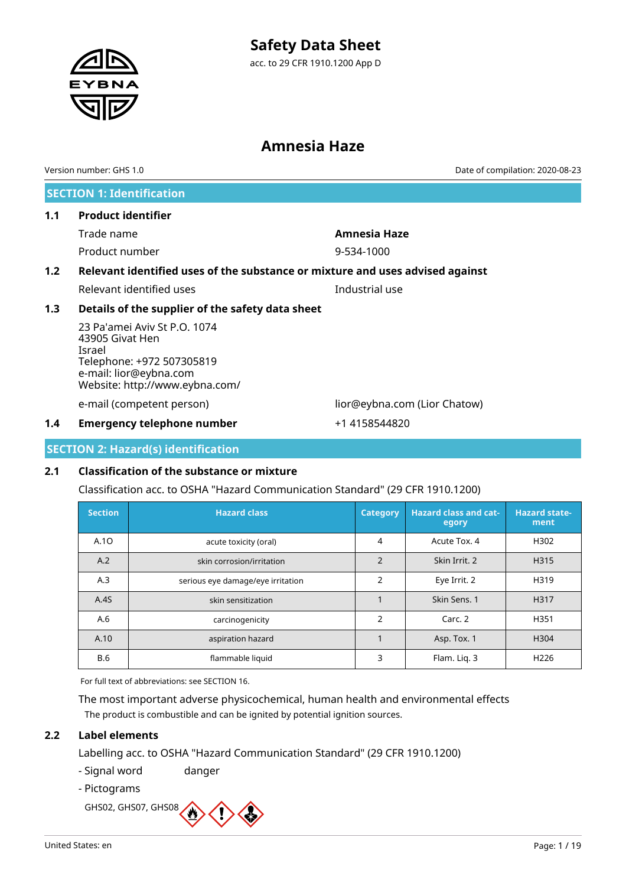# Safety Data Sheet

acc. to 29 CFR 1910.1200 App D

# Amnesia Haze

Version number: GHS 1.0

Date of compilation: 2020-08-23

## SECTION 1: Identification

### 1.1 Product identifier

Trade name **Amnesia Haze**

Product number 9-534-1000

### 1.2 Relevant identified uses of the substance or mixture and uses advised against

Relevant identified uses Industrial use

### 1.3 Details of the supplier of the safety data sheet

23 Pa'amei Aviv St P.O. 1074
43905 Givat Hen
Israel
Telephone: +972 507305819
e-mail: lior@eybna.com
Website: http://www.eybna.com/

e-mail (competent person) lior@eybna.com (Lior Chatow)

### 1.4 Emergency telephone number

+1 4158544820

## SECTION 2: Hazard(s) identification

### 2.1 Classification of the substance or mixture

Classification acc. to OSHA "Hazard Communication Standard" (29 CFR 1910.1200)

| Section | Hazard class | Category | Hazard class and category | Hazard statement |
|---|---|---|---|---|
| A.1O | acute toxicity (oral) | 4 | Acute Tox. 4 | H302 |
| A.2 | skin corrosion/irritation | 2 | Skin Irrit. 2 | H315 |
| A.3 | serious eye damage/eye irritation | 2 | Eye Irrit. 2 | H319 |
| A.4S | skin sensitization | 1 | Skin Sens. 1 | H317 |
| A.6 | carcinogenicity | 2 | Carc. 2 | H351 |
| A.10 | aspiration hazard | 1 | Asp. Tox. 1 | H304 |
| B.6 | flammable liquid | 3 | Flam. Liq. 3 | H226 |

For full text of abbreviations: see SECTION 16.

The most important adverse physicochemical, human health and environmental effects

The product is combustible and can be ignited by potential ignition sources.

### 2.2 Label elements

Labelling acc. to OSHA "Hazard Communication Standard" (29 CFR 1910.1200)

- Signal word danger
- Pictograms

GHS02, GHS07, GHS08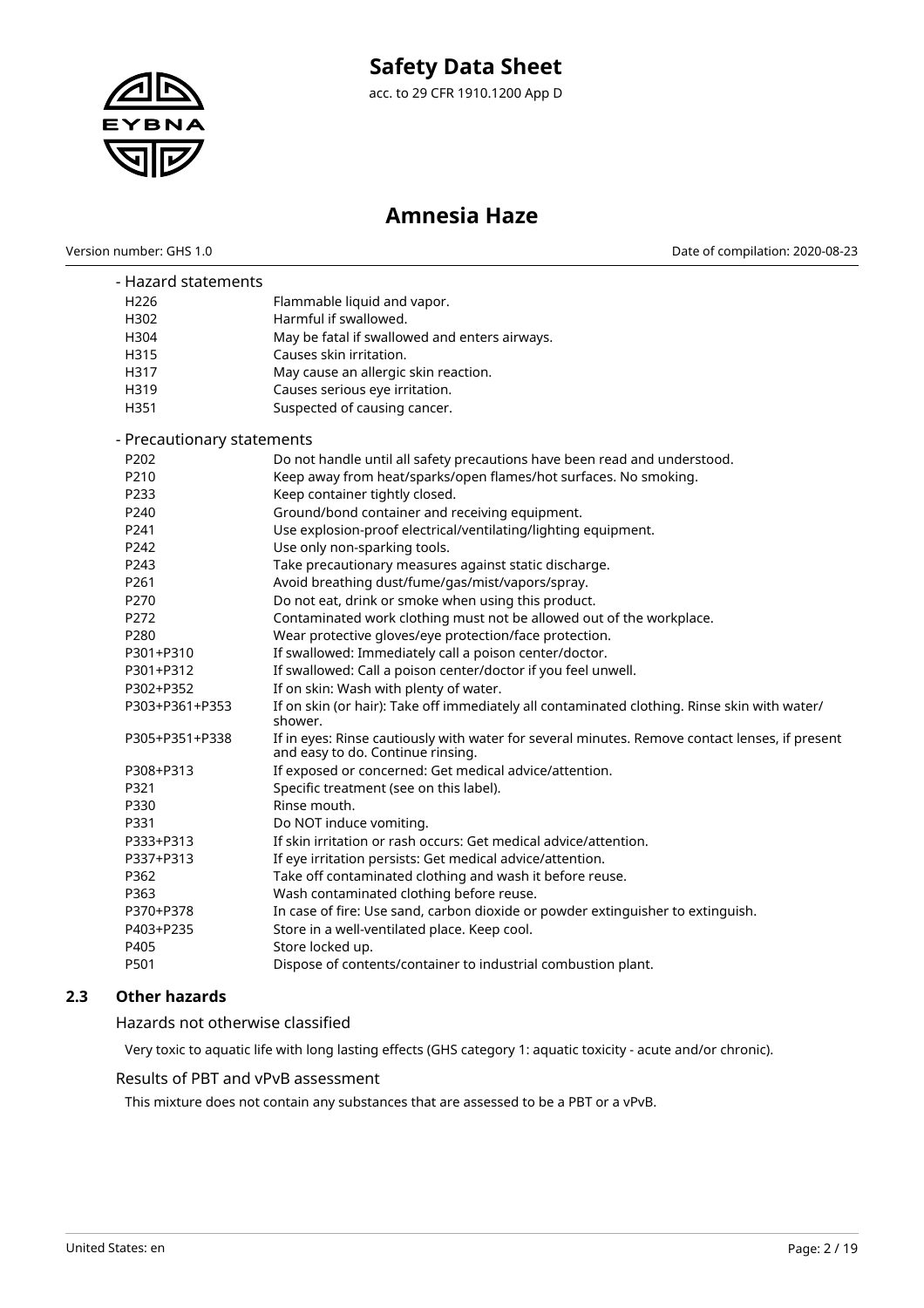- Hazard statements

| | |
|---|---|
| H226 | Flammable liquid and vapor. |
| H302 | Harmful if swallowed. |
| H304 | May be fatal if swallowed and enters airways. |
| H315 | Causes skin irritation. |
| H317 | May cause an allergic skin reaction. |
| H319 | Causes serious eye irritation. |
| H351 | Suspected of causing cancer. |

- Precautionary statements

| | |
|---|---|
| P202 | Do not handle until all safety precautions have been read and understood. |
| P210 | Keep away from heat/sparks/open flames/hot surfaces. No smoking. |
| P233 | Keep container tightly closed. |
| P240 | Ground/bond container and receiving equipment. |
| P241 | Use explosion-proof electrical/ventilating/lighting equipment. |
| P242 | Use only non-sparking tools. |
| P243 | Take precautionary measures against static discharge. |
| P261 | Avoid breathing dust/fume/gas/mist/vapors/spray. |
| P270 | Do not eat, drink or smoke when using this product. |
| P272 | Contaminated work clothing must not be allowed out of the workplace. |
| P280 | Wear protective gloves/eye protection/face protection. |
| P301+P310 | If swallowed: Immediately call a poison center/doctor. |
| P301+P312 | If swallowed: Call a poison center/doctor if you feel unwell. |
| P302+P352 | If on skin: Wash with plenty of water. |
| P303+P361+P353 | If on skin (or hair): Take off immediately all contaminated clothing. Rinse skin with water/shower. |
| P305+P351+P338 | If in eyes: Rinse cautiously with water for several minutes. Remove contact lenses, if present and easy to do. Continue rinsing. |
| P308+P313 | If exposed or concerned: Get medical advice/attention. |
| P321 | Specific treatment (see on this label). |
| P330 | Rinse mouth. |
| P331 | Do NOT induce vomiting. |
| P333+P313 | If skin irritation or rash occurs: Get medical advice/attention. |
| P337+P313 | If eye irritation persists: Get medical advice/attention. |
| P362 | Take off contaminated clothing and wash it before reuse. |
| P363 | Wash contaminated clothing before reuse. |
| P370+P378 | In case of fire: Use sand, carbon dioxide or powder extinguisher to extinguish. |
| P403+P235 | Store in a well-ventilated place. Keep cool. |
| P405 | Store locked up. |
| P501 | Dispose of contents/container to industrial combustion plant. |

## 2.3 Other hazards

### Hazards not otherwise classified

Very toxic to aquatic life with long lasting effects (GHS category 1: aquatic toxicity - acute and/or chronic).

### Results of PBT and vPvB assessment

This mixture does not contain any substances that are assessed to be a PBT or a vPvB.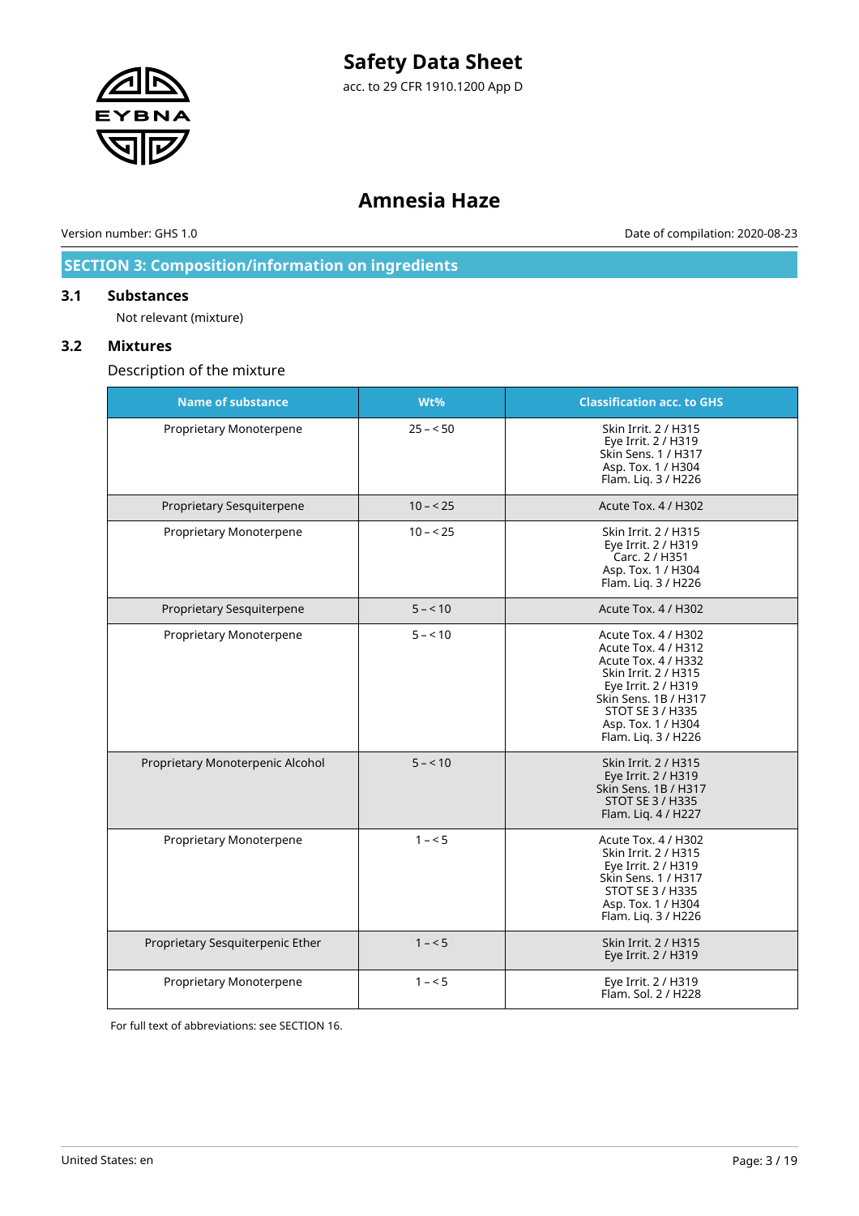## SECTION 3: Composition/information on ingredients

### 3.1 Substances

Not relevant (mixture)

### 3.2 Mixtures

Description of the mixture

| Name of substance | Wt% | Classification acc. to GHS |
|---|---|---|
| Proprietary Monoterpene | 25 – < 50 | Skin Irrit. 2 / H315<br>Eye Irrit. 2 / H319<br>Skin Sens. 1 / H317<br>Asp. Tox. 1 / H304<br>Flam. Liq. 3 / H226 |
| Proprietary Sesquiterpene | 10 – < 25 | Acute Tox. 4 / H302 |
| Proprietary Monoterpene | 10 – < 25 | Skin Irrit. 2 / H315<br>Eye Irrit. 2 / H319<br>Carc. 2 / H351<br>Asp. Tox. 1 / H304<br>Flam. Liq. 3 / H226 |
| Proprietary Sesquiterpene | 5 – < 10 | Acute Tox. 4 / H302 |
| Proprietary Monoterpene | 5 – < 10 | Acute Tox. 4 / H302<br>Acute Tox. 4 / H312<br>Acute Tox. 4 / H332<br>Skin Irrit. 2 / H315<br>Eye Irrit. 2 / H319<br>Skin Sens. 1B / H317<br>STOT SE 3 / H335<br>Asp. Tox. 1 / H304<br>Flam. Liq. 3 / H226 |
| Proprietary Monoterpenic Alcohol | 5 – < 10 | Skin Irrit. 2 / H315<br>Eye Irrit. 2 / H319<br>Skin Sens. 1B / H317<br>STOT SE 3 / H335<br>Flam. Liq. 4 / H227 |
| Proprietary Monoterpene | 1 – < 5 | Acute Tox. 4 / H302<br>Skin Irrit. 2 / H315<br>Eye Irrit. 2 / H319<br>Skin Sens. 1 / H317<br>STOT SE 3 / H335<br>Asp. Tox. 1 / H304<br>Flam. Liq. 3 / H226 |
| Proprietary Sesquiterpenic Ether | 1 – < 5 | Skin Irrit. 2 / H315<br>Eye Irrit. 2 / H319 |
| Proprietary Monoterpene | 1 – < 5 | Eye Irrit. 2 / H319<br>Flam. Sol. 2 / H228 |

For full text of abbreviations: see SECTION 16.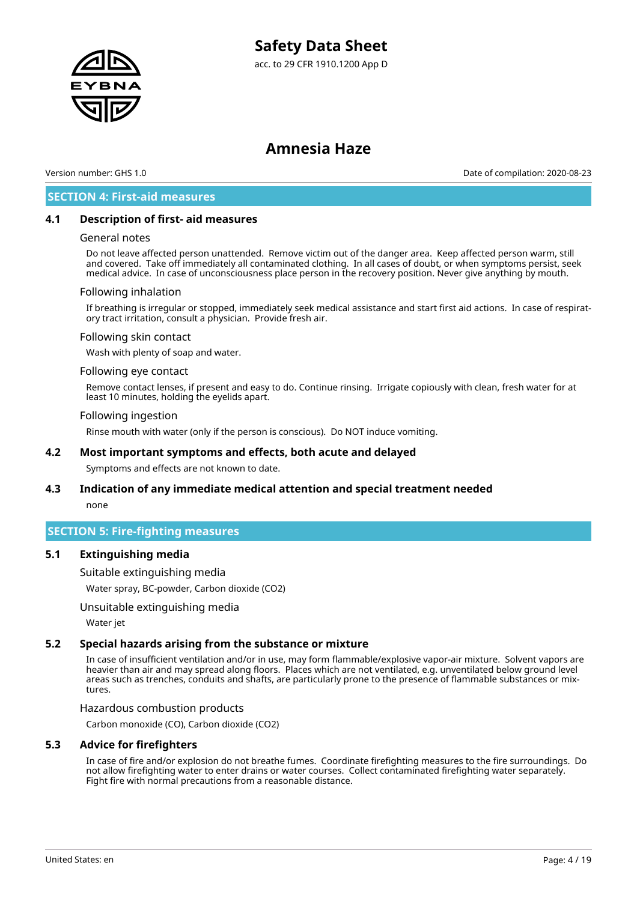## SECTION 4: First-aid measures

### 4.1 Description of first- aid measures

#### General notes

Do not leave affected person unattended. Remove victim out of the danger area. Keep affected person warm, still and covered. Take off immediately all contaminated clothing. In all cases of doubt, or when symptoms persist, seek medical advice. In case of unconsciousness place person in the recovery position. Never give anything by mouth.

#### Following inhalation

If breathing is irregular or stopped, immediately seek medical assistance and start first aid actions. In case of respiratory tract irritation, consult a physician. Provide fresh air.

#### Following skin contact

Wash with plenty of soap and water.

#### Following eye contact

Remove contact lenses, if present and easy to do. Continue rinsing. Irrigate copiously with clean, fresh water for at least 10 minutes, holding the eyelids apart.

#### Following ingestion

Rinse mouth with water (only if the person is conscious). Do NOT induce vomiting.

### 4.2 Most important symptoms and effects, both acute and delayed

Symptoms and effects are not known to date.

### 4.3 Indication of any immediate medical attention and special treatment needed

none

## SECTION 5: Fire-fighting measures

### 5.1 Extinguishing media

#### Suitable extinguishing media

Water spray, BC-powder, Carbon dioxide ($CO_2$)

#### Unsuitable extinguishing media

Water jet

### 5.2 Special hazards arising from the substance or mixture

In case of insufficient ventilation and/or in use, may form flammable/explosive vapor-air mixture. Solvent vapors are heavier than air and may spread along floors. Places which are not ventilated, e.g. unventilated below ground level areas such as trenches, conduits and shafts, are particularly prone to the presence of flammable substances or mixtures.

#### Hazardous combustion products

Carbon monoxide (CO), Carbon dioxide ($CO_2$)

### 5.3 Advice for firefighters

In case of fire and/or explosion do not breathe fumes. Coordinate firefighting measures to the fire surroundings. Do not allow firefighting water to enter drains or water courses. Collect contaminated firefighting water separately. Fight fire with normal precautions from a reasonable distance.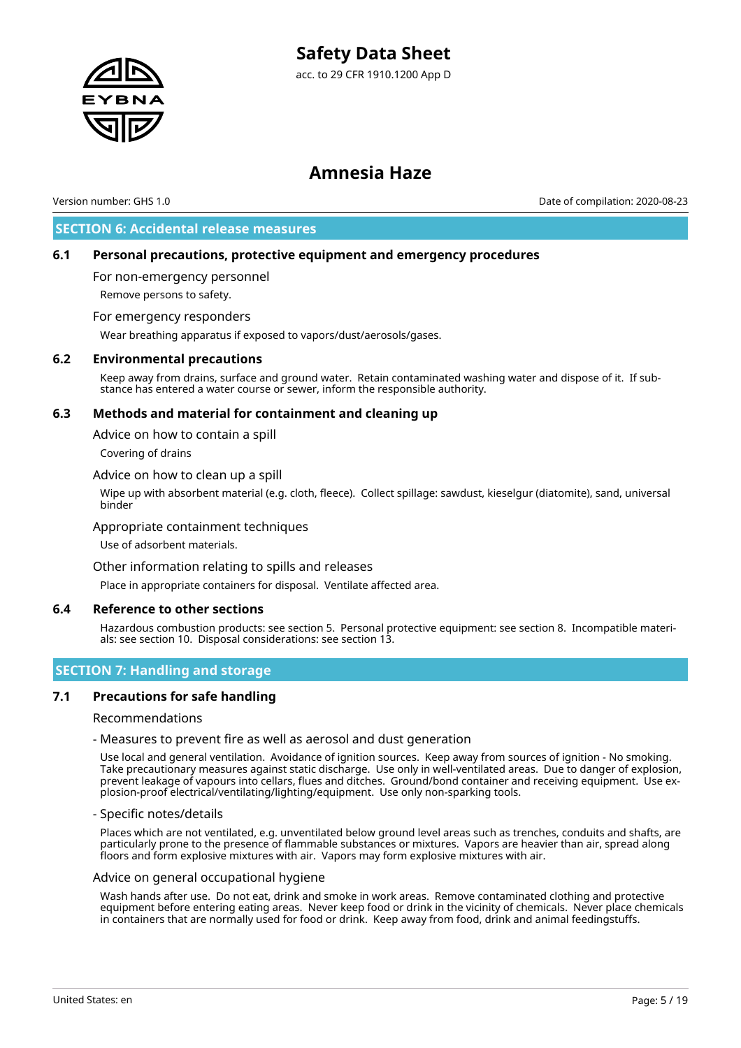## SECTION 6: Accidental release measures

### 6.1 Personal precautions, protective equipment and emergency procedures

For non-emergency personnel

Remove persons to safety.

For emergency responders

Wear breathing apparatus if exposed to vapors/dust/aerosols/gases.

### 6.2 Environmental precautions

Keep away from drains, surface and ground water. Retain contaminated washing water and dispose of it. If substance has entered a water course or sewer, inform the responsible authority.

### 6.3 Methods and material for containment and cleaning up

Advice on how to contain a spill

Covering of drains

Advice on how to clean up a spill

Wipe up with absorbent material (e.g. cloth, fleece). Collect spillage: sawdust, kieselgur (diatomite), sand, universal binder

Appropriate containment techniques

Use of adsorbent materials.

Other information relating to spills and releases

Place in appropriate containers for disposal. Ventilate affected area.

### 6.4 Reference to other sections

Hazardous combustion products: see section 5. Personal protective equipment: see section 8. Incompatible materials: see section 10. Disposal considerations: see section 13.

## SECTION 7: Handling and storage

### 7.1 Precautions for safe handling

Recommendations

- Measures to prevent fire as well as aerosol and dust generation

Use local and general ventilation. Avoidance of ignition sources. Keep away from sources of ignition - No smoking. Take precautionary measures against static discharge. Use only in well-ventilated areas. Due to danger of explosion, prevent leakage of vapours into cellars, flues and ditches. Ground/bond container and receiving equipment. Use explosion-proof electrical/ventilating/lighting/equipment. Use only non-sparking tools.

- Specific notes/details

Places which are not ventilated, e.g. unventilated below ground level areas such as trenches, conduits and shafts, are particularly prone to the presence of flammable substances or mixtures. Vapors are heavier than air, spread along floors and form explosive mixtures with air. Vapors may form explosive mixtures with air.

Advice on general occupational hygiene

Wash hands after use. Do not eat, drink and smoke in work areas. Remove contaminated clothing and protective equipment before entering eating areas. Never keep food or drink in the vicinity of chemicals. Never place chemicals in containers that are normally used for food or drink. Keep away from food, drink and animal feedingstuffs.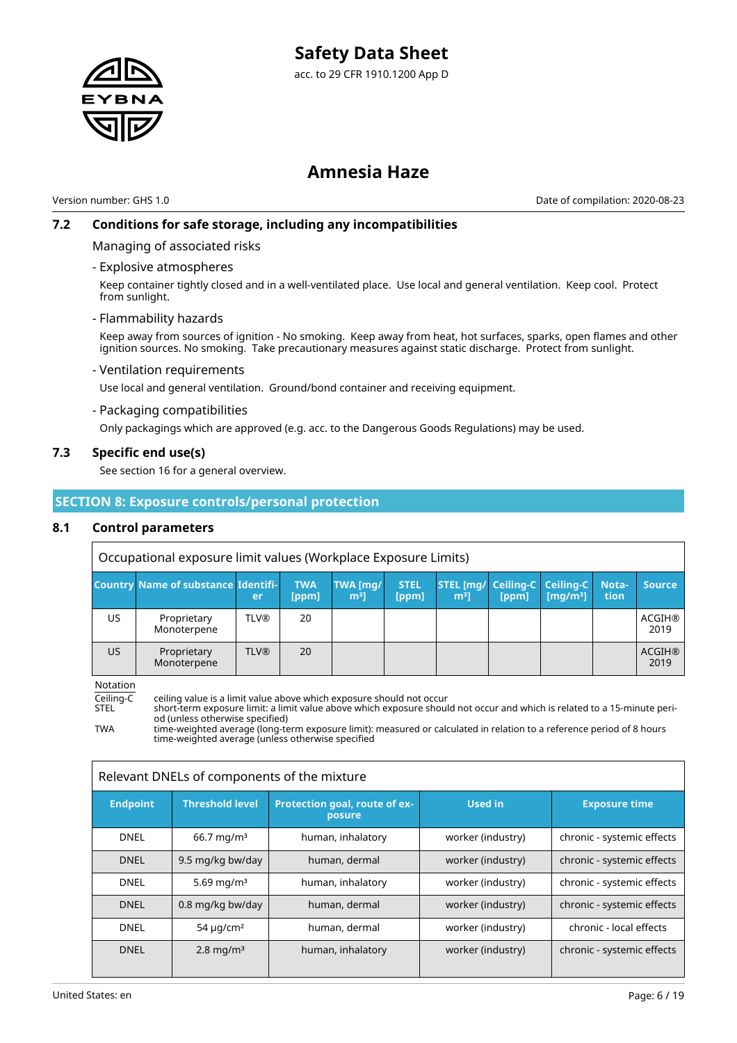### 7.2 Conditions for safe storage, including any incompatibilities

Managing of associated risks

- Explosive atmospheres

Keep container tightly closed and in a well-ventilated place. Use local and general ventilation. Keep cool. Protect from sunlight.

- Flammability hazards

Keep away from sources of ignition - No smoking. Keep away from heat, hot surfaces, sparks, open flames and other ignition sources. No smoking. Take precautionary measures against static discharge. Protect from sunlight.

- Ventilation requirements

Use local and general ventilation. Ground/bond container and receiving equipment.

- Packaging compatibilities

Only packagings which are approved (e.g. acc. to the Dangerous Goods Regulations) may be used.

### 7.3 Specific end use(s)

See section 16 for a general overview.

## SECTION 8: Exposure controls/personal protection

### 8.1 Control parameters

Occupational exposure limit values (Workplace Exposure Limits)

| Country | Name of substance | Identifier | TWA [ppm] | TWA [mg/m³] | STEL [ppm] | STEL [mg/m³] | Ceiling-C [ppm] | Ceiling-C [mg/m³] | Notation | Source |
|---|---|---|---|---|---|---|---|---|---|---|
| US | Proprietary Monoterpene | TLV® | 20 | | | | | | | ACGIH® 2019 |
| US | Proprietary Monoterpene | TLV® | 20 | | | | | | | ACGIH® 2019 |

Notation

Ceiling-C ceiling value is a limit value above which exposure should not occur
STEL short-term exposure limit: a limit value above which exposure should not occur and which is related to a 15-minute period (unless otherwise specified)
TWA time-weighted average (long-term exposure limit): measured or calculated in relation to a reference period of 8 hours time-weighted average (unless otherwise specified

Relevant DNELs of components of the mixture

| Endpoint | Threshold level | Protection goal, route of exposure | Used in | Exposure time |
|---|---|---|---|---|
| DNEL | 66.7 mg/m³ | human, inhalatory | worker (industry) | chronic - systemic effects |
| DNEL | 9.5 mg/kg bw/day | human, dermal | worker (industry) | chronic - systemic effects |
| DNEL | 5.69 mg/m³ | human, inhalatory | worker (industry) | chronic - systemic effects |
| DNEL | 0.8 mg/kg bw/day | human, dermal | worker (industry) | chronic - systemic effects |
| DNEL | 54 µg/cm² | human, dermal | worker (industry) | chronic - local effects |
| DNEL | 2.8 mg/m³ | human, inhalatory | worker (industry) | chronic - systemic effects |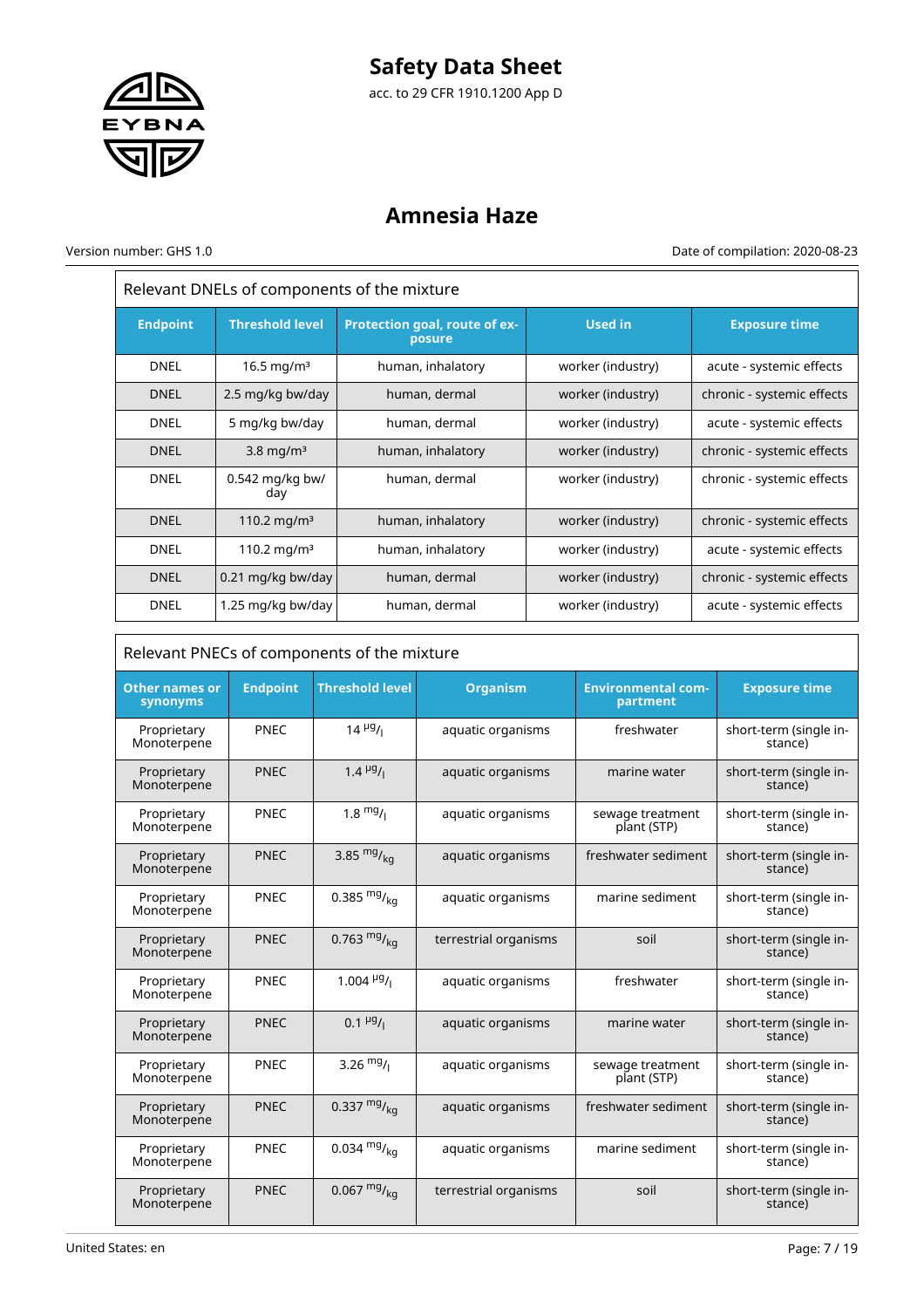### Relevant DNELs of components of the mixture

| Endpoint | Threshold level | Protection goal, route of exposure | Used in | Exposure time |
|---|---|---|---|---|
| DNEL | 16.5 mg/m³ | human, inhalatory | worker (industry) | acute - systemic effects |
| DNEL | 2.5 mg/kg bw/day | human, dermal | worker (industry) | chronic - systemic effects |
| DNEL | 5 mg/kg bw/day | human, dermal | worker (industry) | acute - systemic effects |
| DNEL | 3.8 mg/m³ | human, inhalatory | worker (industry) | chronic - systemic effects |
| DNEL | 0.542 mg/kg bw/day | human, dermal | worker (industry) | chronic - systemic effects |
| DNEL | 110.2 mg/m³ | human, inhalatory | worker (industry) | chronic - systemic effects |
| DNEL | 110.2 mg/m³ | human, inhalatory | worker (industry) | acute - systemic effects |
| DNEL | 0.21 mg/kg bw/day | human, dermal | worker (industry) | chronic - systemic effects |
| DNEL | 1.25 mg/kg bw/day | human, dermal | worker (industry) | acute - systemic effects |

### Relevant PNECs of components of the mixture

| Other names or synonyms | Endpoint | Threshold level | Organism | Environmental compartment | Exposure time |
|---|---|---|---|---|---|
| Proprietary Monoterpene | PNEC | 14 µg/l | aquatic organisms | freshwater | short-term (single instance) |
| Proprietary Monoterpene | PNEC | 1.4 µg/l | aquatic organisms | marine water | short-term (single instance) |
| Proprietary Monoterpene | PNEC | 1.8 mg/l | aquatic organisms | sewage treatment plant (STP) | short-term (single instance) |
| Proprietary Monoterpene | PNEC | 3.85 mg/kg | aquatic organisms | freshwater sediment | short-term (single instance) |
| Proprietary Monoterpene | PNEC | 0.385 mg/kg | aquatic organisms | marine sediment | short-term (single instance) |
| Proprietary Monoterpene | PNEC | 0.763 mg/kg | terrestrial organisms | soil | short-term (single instance) |
| Proprietary Monoterpene | PNEC | 1.004 µg/l | aquatic organisms | freshwater | short-term (single instance) |
| Proprietary Monoterpene | PNEC | 0.1 µg/l | aquatic organisms | marine water | short-term (single instance) |
| Proprietary Monoterpene | PNEC | 3.26 mg/l | aquatic organisms | sewage treatment plant (STP) | short-term (single instance) |
| Proprietary Monoterpene | PNEC | 0.337 mg/kg | aquatic organisms | freshwater sediment | short-term (single instance) |
| Proprietary Monoterpene | PNEC | 0.034 mg/kg | aquatic organisms | marine sediment | short-term (single instance) |
| Proprietary Monoterpene | PNEC | 0.067 mg/kg | terrestrial organisms | soil | short-term (single instance) |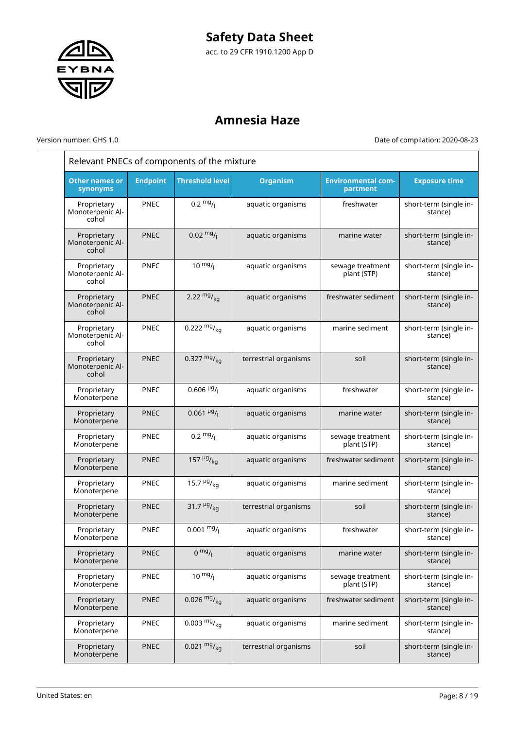| Relevant PNECs of components of the mixture | | | | | |
|---|---|---|---|---|---|
| **Other names or synonyms** | **Endpoint** | **Threshold level** | **Organism** | **Environmental compartment** | **Exposure time** |
| Proprietary Monoterpenic Alcohol | PNEC | 0.2 $^{mg}/_{l}$ | aquatic organisms | freshwater | short-term (single instance) |
| Proprietary Monoterpenic Alcohol | PNEC | 0.02 $^{mg}/_{l}$ | aquatic organisms | marine water | short-term (single instance) |
| Proprietary Monoterpenic Alcohol | PNEC | 10 $^{mg}/_{l}$ | aquatic organisms | sewage treatment plant (STP) | short-term (single instance) |
| Proprietary Monoterpenic Alcohol | PNEC | 2.22 $^{mg}/_{kg}$ | aquatic organisms | freshwater sediment | short-term (single instance) |
| Proprietary Monoterpenic Alcohol | PNEC | 0.222 $^{mg}/_{kg}$ | aquatic organisms | marine sediment | short-term (single instance) |
| Proprietary Monoterpenic Alcohol | PNEC | 0.327 $^{mg}/_{kg}$ | terrestrial organisms | soil | short-term (single instance) |
| Proprietary Monoterpene | PNEC | 0.606 $^{µg}/_{l}$ | aquatic organisms | freshwater | short-term (single instance) |
| Proprietary Monoterpene | PNEC | 0.061 $^{µg}/_{l}$ | aquatic organisms | marine water | short-term (single instance) |
| Proprietary Monoterpene | PNEC | 0.2 $^{mg}/_{l}$ | aquatic organisms | sewage treatment plant (STP) | short-term (single instance) |
| Proprietary Monoterpene | PNEC | 157 $^{µg}/_{kg}$ | aquatic organisms | freshwater sediment | short-term (single instance) |
| Proprietary Monoterpene | PNEC | 15.7 $^{µg}/_{kg}$ | aquatic organisms | marine sediment | short-term (single instance) |
| Proprietary Monoterpene | PNEC | 31.7 $^{µg}/_{kg}$ | terrestrial organisms | soil | short-term (single instance) |
| Proprietary Monoterpene | PNEC | 0.001 $^{mg}/_{l}$ | aquatic organisms | freshwater | short-term (single instance) |
| Proprietary Monoterpene | PNEC | 0 $^{mg}/_{l}$ | aquatic organisms | marine water | short-term (single instance) |
| Proprietary Monoterpene | PNEC | 10 $^{mg}/_{l}$ | aquatic organisms | sewage treatment plant (STP) | short-term (single instance) |
| Proprietary Monoterpene | PNEC | 0.026 $^{mg}/_{kg}$ | aquatic organisms | freshwater sediment | short-term (single instance) |
| Proprietary Monoterpene | PNEC | 0.003 $^{mg}/_{kg}$ | aquatic organisms | marine sediment | short-term (single instance) |
| Proprietary Monoterpene | PNEC | 0.021 $^{mg}/_{kg}$ | terrestrial organisms | soil | short-term (single instance) |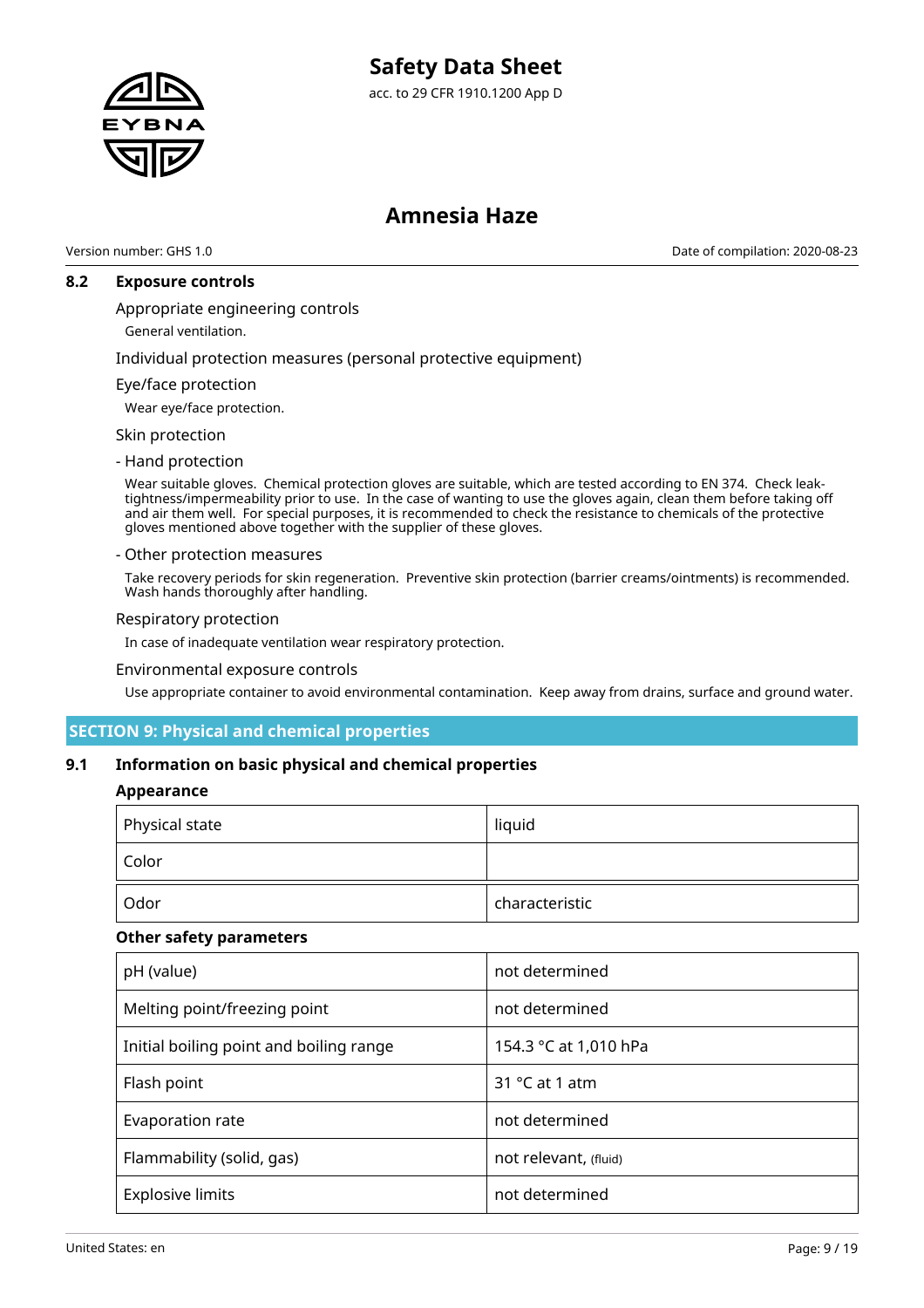### 8.2 Exposure controls

Appropriate engineering controls

General ventilation.

Individual protection measures (personal protective equipment)

Eye/face protection

Wear eye/face protection.

Skin protection

- Hand protection

Wear suitable gloves. Chemical protection gloves are suitable, which are tested according to EN 374. Check leak-tightness/impermeability prior to use. In the case of wanting to use the gloves again, clean them before taking off and air them well. For special purposes, it is recommended to check the resistance to chemicals of the protective gloves mentioned above together with the supplier of these gloves.

- Other protection measures

Take recovery periods for skin regeneration. Preventive skin protection (barrier creams/ointments) is recommended. Wash hands thoroughly after handling.

Respiratory protection

In case of inadequate ventilation wear respiratory protection.

Environmental exposure controls

Use appropriate container to avoid environmental contamination. Keep away from drains, surface and ground water.

## SECTION 9: Physical and chemical properties

### 9.1 Information on basic physical and chemical properties

**Appearance**

| Physical state | liquid |
|---|---|
| Color | |
| Odor | characteristic |

**Other safety parameters**

| pH (value) | not determined |
|---|---|
| Melting point/freezing point | not determined |
| Initial boiling point and boiling range | 154.3 °C at 1,010 hPa |
| Flash point | 31 °C at 1 atm |
| Evaporation rate | not determined |
| Flammability (solid, gas) | not relevant, (fluid) |
| Explosive limits | not determined |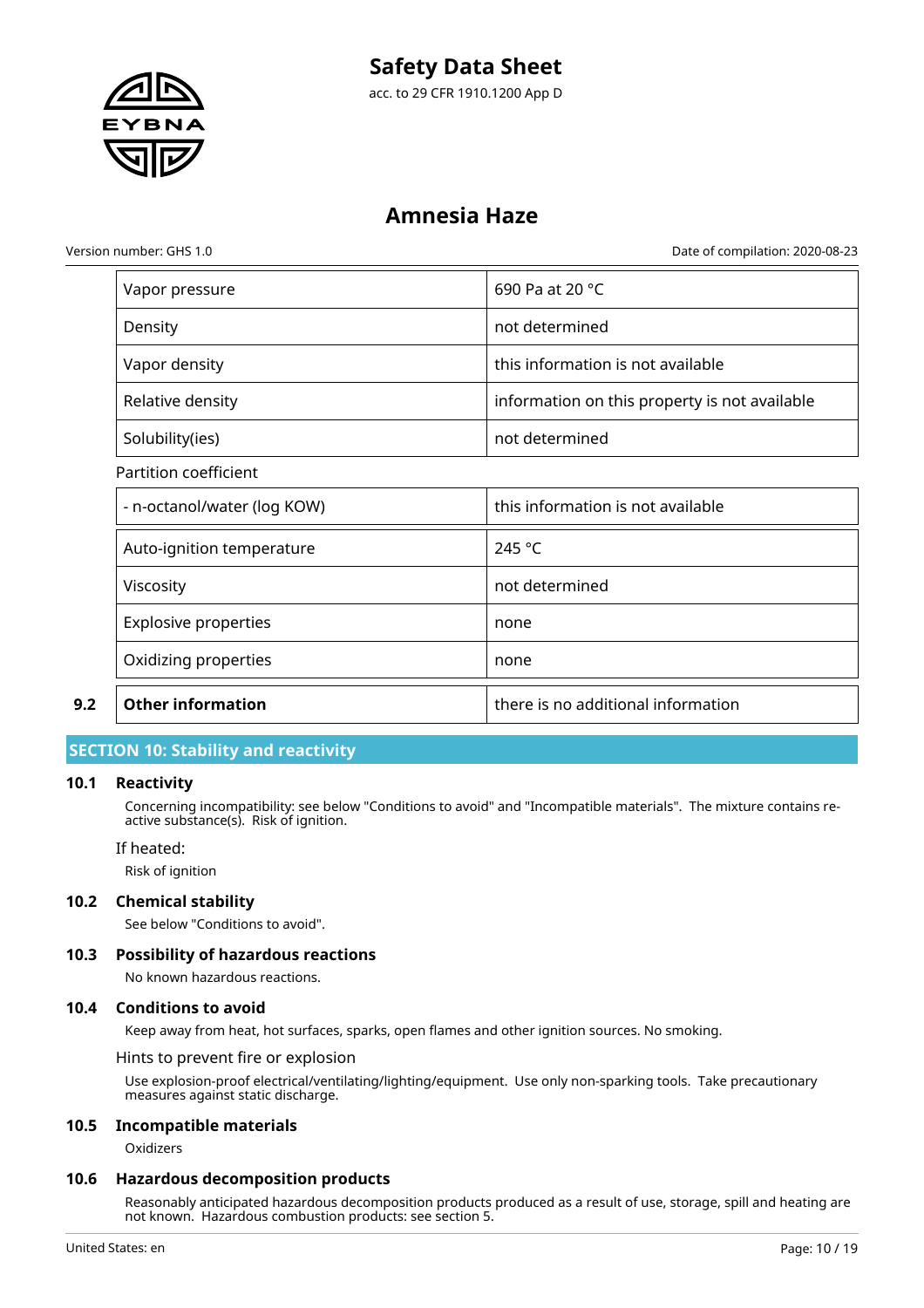| Property | Value |
|---|---|
| Vapor pressure | 690 Pa at 20 °C |
| Density | not determined |
| Vapor density | this information is not available |
| Relative density | information on this property is not available |
| Solubility(ies) | not determined |
| Partition coefficient | |
| - n-octanol/water (log KOW) | this information is not available |
| Auto-ignition temperature | 245 °C |
| Viscosity | not determined |
| Explosive properties | none |
| Oxidizing properties | none |

| 9.2 | **Other information** | there is no additional information |
|---|---|---|

## SECTION 10: Stability and reactivity

### 10.1 Reactivity

Concerning incompatibility: see below "Conditions to avoid" and "Incompatible materials". The mixture contains reactive substance(s). Risk of ignition.

If heated:

Risk of ignition

### 10.2 Chemical stability

See below "Conditions to avoid".

### 10.3 Possibility of hazardous reactions

No known hazardous reactions.

### 10.4 Conditions to avoid

Keep away from heat, hot surfaces, sparks, open flames and other ignition sources. No smoking.

Hints to prevent fire or explosion

Use explosion-proof electrical/ventilating/lighting/equipment. Use only non-sparking tools. Take precautionary measures against static discharge.

### 10.5 Incompatible materials

Oxidizers

### 10.6 Hazardous decomposition products

Reasonably anticipated hazardous decomposition products produced as a result of use, storage, spill and heating are not known. Hazardous combustion products: see section 5.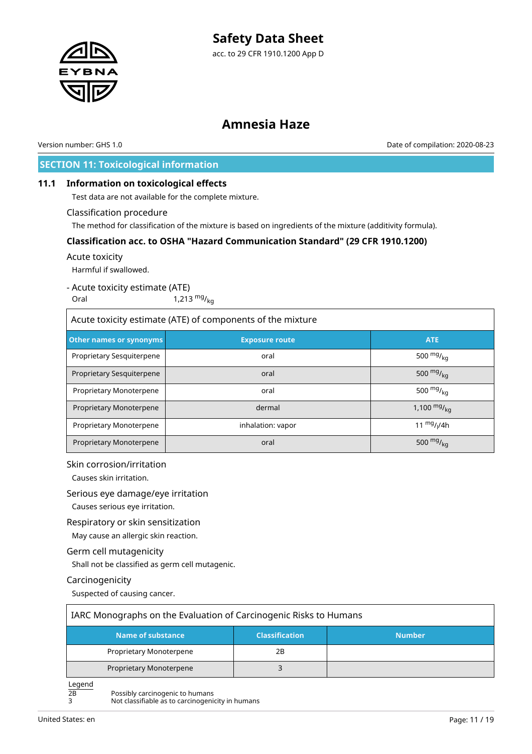## SECTION 11: Toxicological information

### 11.1 Information on toxicological effects

Test data are not available for the complete mixture.

Classification procedure

The method for classification of the mixture is based on ingredients of the mixture (additivity formula).

**Classification acc. to OSHA "Hazard Communication Standard" (29 CFR 1910.1200)**

Acute toxicity

Harmful if swallowed.

- Acute toxicity estimate (ATE)

Oral 1,213 $^{mg}/_{kg}$

| Acute toxicity estimate (ATE) of components of the mixture | | |
|---|---|---|
| **Other names or synonyms** | **Exposure route** | **ATE** |
| Proprietary Sesquiterpene | oral | 500 $^{mg}/_{kg}$ |
| Proprietary Sesquiterpene | oral | 500 $^{mg}/_{kg}$ |
| Proprietary Monoterpene | oral | 500 $^{mg}/_{kg}$ |
| Proprietary Monoterpene | dermal | 1,100 $^{mg}/_{kg}$ |
| Proprietary Monoterpene | inhalation: vapor | 11 $^{mg}/_{l}$/4h |
| Proprietary Monoterpene | oral | 500 $^{mg}/_{kg}$ |

Skin corrosion/irritation

Causes skin irritation.

Serious eye damage/eye irritation

Causes serious eye irritation.

Respiratory or skin sensitization

May cause an allergic skin reaction.

Germ cell mutagenicity

Shall not be classified as germ cell mutagenic.

Carcinogenicity

Suspected of causing cancer.

| IARC Monographs on the Evaluation of Carcinogenic Risks to Humans | | |
|---|---|---|
| **Name of substance** | **Classification** | **Number** |
| Proprietary Monoterpene | 2B | |
| Proprietary Monoterpene | 3 | |

Legend

2B Possibly carcinogenic to humans

3 Not classifiable as to carcinogenicity in humans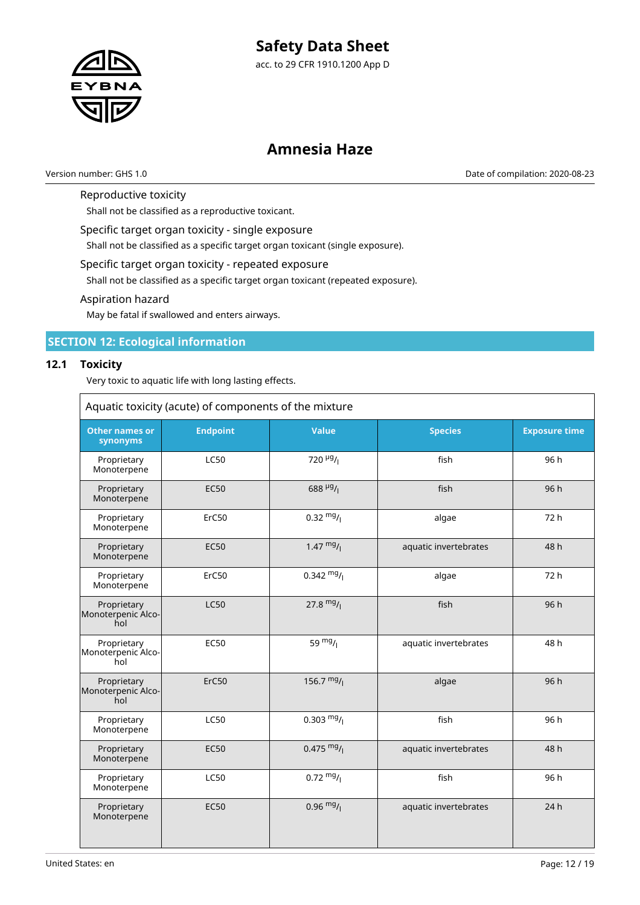Reproductive toxicity

Shall not be classified as a reproductive toxicant.

Specific target organ toxicity - single exposure

Shall not be classified as a specific target organ toxicant (single exposure).

Specific target organ toxicity - repeated exposure

Shall not be classified as a specific target organ toxicant (repeated exposure).

Aspiration hazard

May be fatal if swallowed and enters airways.

## SECTION 12: Ecological information

### 12.1 Toxicity

Very toxic to aquatic life with long lasting effects.

| Aquatic toxicity (acute) of components of the mixture | | | | |
|---|---|---|---|---|
| **Other names or synonyms** | **Endpoint** | **Value** | **Species** | **Exposure time** |
| Proprietary Monoterpene | LC50 | 720 µg/l | fish | 96 h |
| Proprietary Monoterpene | EC50 | 688 µg/l | fish | 96 h |
| Proprietary Monoterpene | ErC50 | 0.32 mg/l | algae | 72 h |
| Proprietary Monoterpene | EC50 | 1.47 mg/l | aquatic invertebrates | 48 h |
| Proprietary Monoterpene | ErC50 | 0.342 mg/l | algae | 72 h |
| Proprietary Monoterpenic Alcohol | LC50 | 27.8 mg/l | fish | 96 h |
| Proprietary Monoterpenic Alcohol | EC50 | 59 mg/l | aquatic invertebrates | 48 h |
| Proprietary Monoterpenic Alcohol | ErC50 | 156.7 mg/l | algae | 96 h |
| Proprietary Monoterpene | LC50 | 0.303 mg/l | fish | 96 h |
| Proprietary Monoterpene | EC50 | 0.475 mg/l | aquatic invertebrates | 48 h |
| Proprietary Monoterpene | LC50 | 0.72 mg/l | fish | 96 h |
| Proprietary Monoterpene | EC50 | 0.96 mg/l | aquatic invertebrates | 24 h |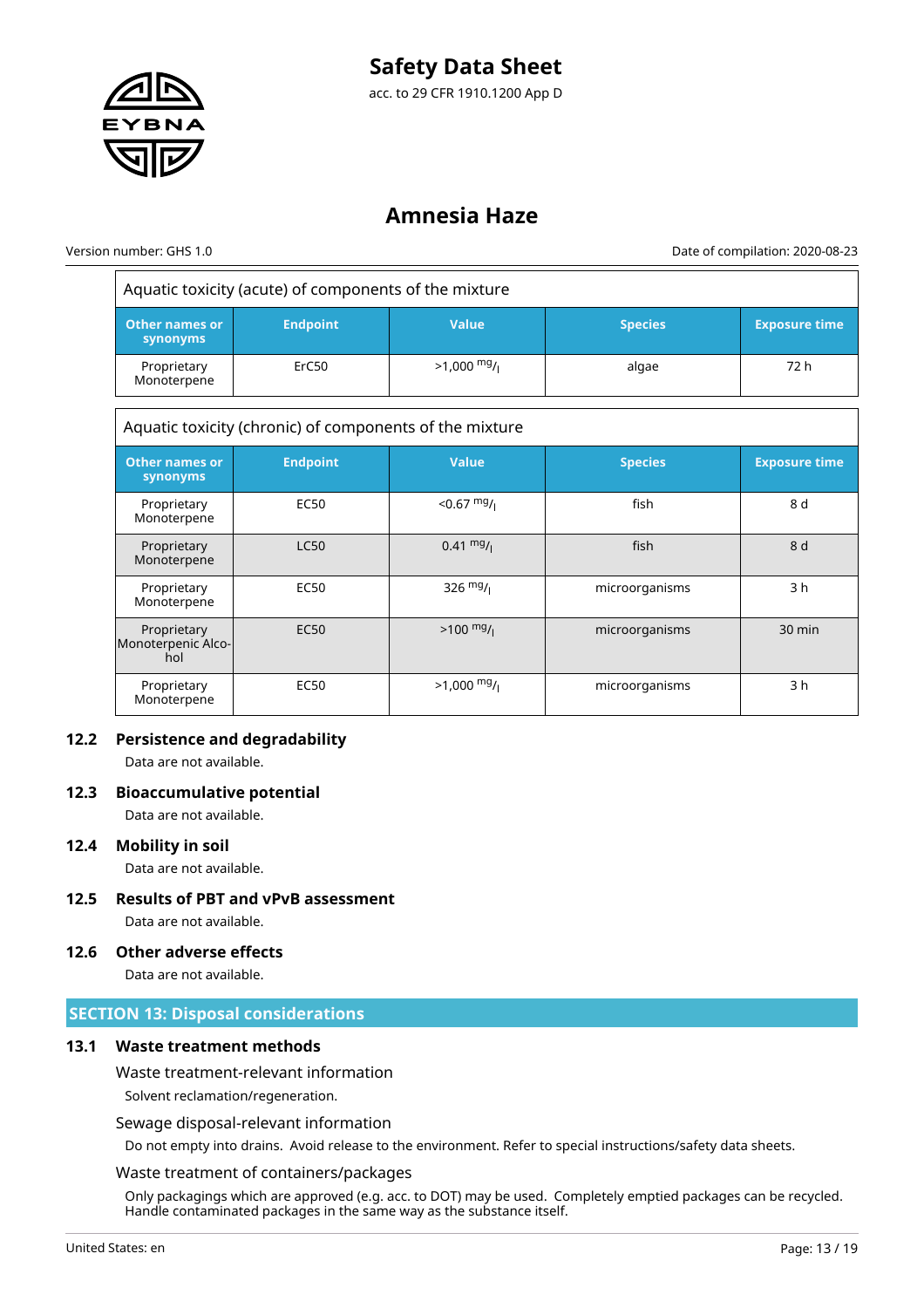| Aquatic toxicity (acute) of components of the mixture | | | | |
|---|---|---|---|---|
| **Other names or synonyms** | **Endpoint** | **Value** | **Species** | **Exposure time** |
| Proprietary Monoterpene | ErC50 | >1,000 $^{mg}/_{l}$ | algae | 72 h |

| Aquatic toxicity (chronic) of components of the mixture | | | | |
|---|---|---|---|---|
| **Other names or synonyms** | **Endpoint** | **Value** | **Species** | **Exposure time** |
| Proprietary Monoterpene | EC50 | <0.67 $^{mg}/_{l}$ | fish | 8 d |
| Proprietary Monoterpene | LC50 | 0.41 $^{mg}/_{l}$ | fish | 8 d |
| Proprietary Monoterpene | EC50 | 326 $^{mg}/_{l}$ | microorganisms | 3 h |
| Proprietary Monoterpenic Alcohol | EC50 | >100 $^{mg}/_{l}$ | microorganisms | 30 min |
| Proprietary Monoterpene | EC50 | >1,000 $^{mg}/_{l}$ | microorganisms | 3 h |

### 12.2 Persistence and degradability

Data are not available.

### 12.3 Bioaccumulative potential

Data are not available.

### 12.4 Mobility in soil

Data are not available.

### 12.5 Results of PBT and vPvB assessment

Data are not available.

### 12.6 Other adverse effects

Data are not available.

## SECTION 13: Disposal considerations

### 13.1 Waste treatment methods

Waste treatment-relevant information

Solvent reclamation/regeneration.

Sewage disposal-relevant information

Do not empty into drains. Avoid release to the environment. Refer to special instructions/safety data sheets.

Waste treatment of containers/packages

Only packagings which are approved (e.g. acc. to DOT) may be used. Completely emptied packages can be recycled. Handle contaminated packages in the same way as the substance itself.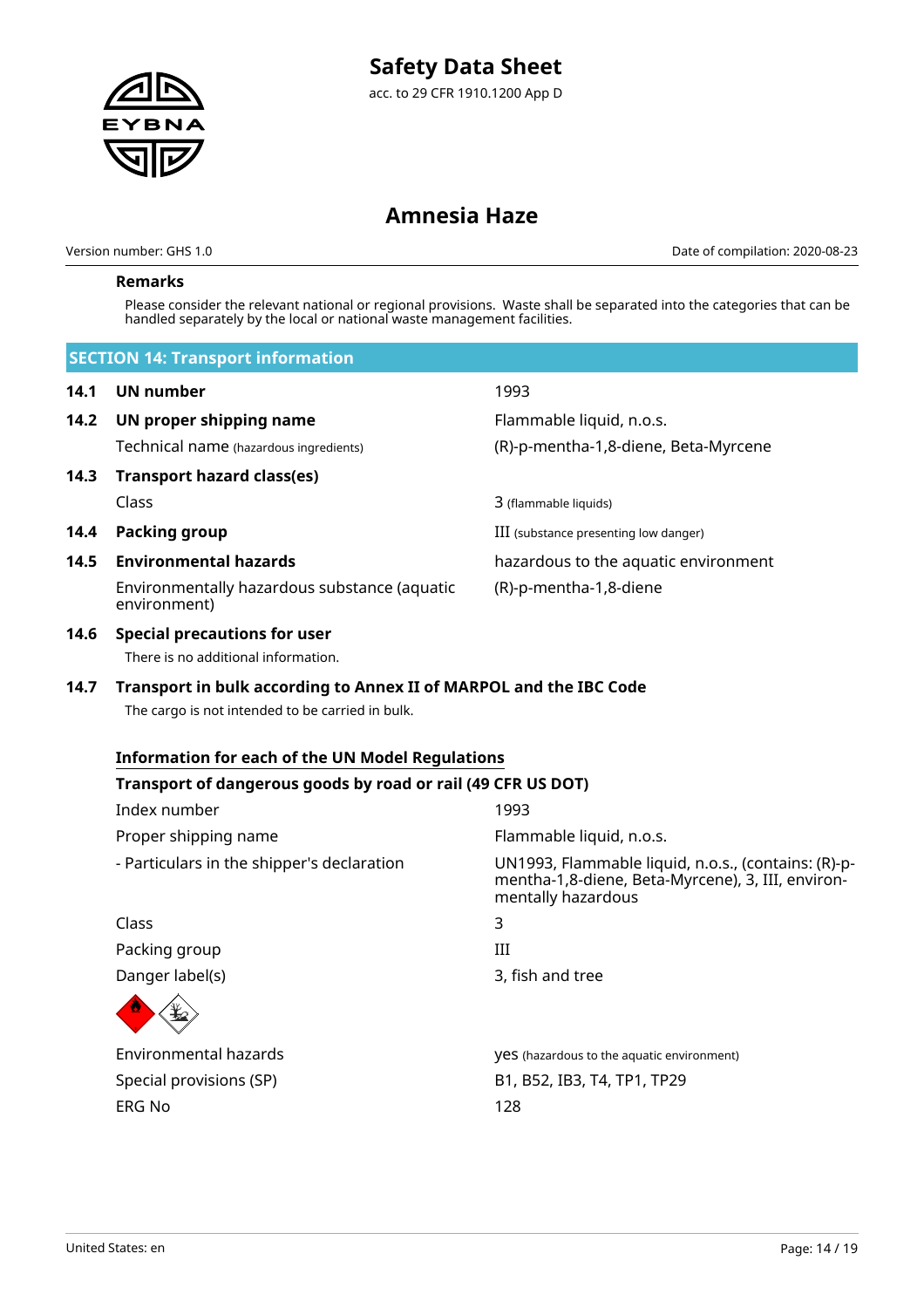### Remarks

Please consider the relevant national or regional provisions. Waste shall be separated into the categories that can be handled separately by the local or national waste management facilities.

## SECTION 14: Transport information

| | | |
|---|---|---|
| **14.1** | **UN number** | 1993 |
| **14.2** | **UN proper shipping name** | Flammable liquid, n.o.s. |
| | Technical name (hazardous ingredients) | (R)-p-mentha-1,8-diene, Beta-Myrcene |
| **14.3** | **Transport hazard class(es)** | |
| | Class | 3 (flammable liquids) |
| **14.4** | **Packing group** | III (substance presenting low danger) |
| **14.5** | **Environmental hazards** | hazardous to the aquatic environment |
| | Environmentally hazardous substance (aquatic environment) | (R)-p-mentha-1,8-diene |

**14.6 Special precautions for user**

There is no additional information.

**14.7 Transport in bulk according to Annex II of MARPOL and the IBC Code**

The cargo is not intended to be carried in bulk.

### Information for each of the UN Model Regulations

**Transport of dangerous goods by road or rail (49 CFR US DOT)**

| | |
|---|---|
| Index number | 1993 |
| Proper shipping name | Flammable liquid, n.o.s. |
| - Particulars in the shipper's declaration | UN1993, Flammable liquid, n.o.s., (contains: (R)-p-mentha-1,8-diene, Beta-Myrcene), 3, III, environmentally hazardous |
| Class | 3 |
| Packing group | III |
| Danger label(s) | 3, fish and tree |
| Environmental hazards | yes (hazardous to the aquatic environment) |
| Special provisions (SP) | B1, B52, IB3, T4, TP1, TP29 |
| ERG No | 128 |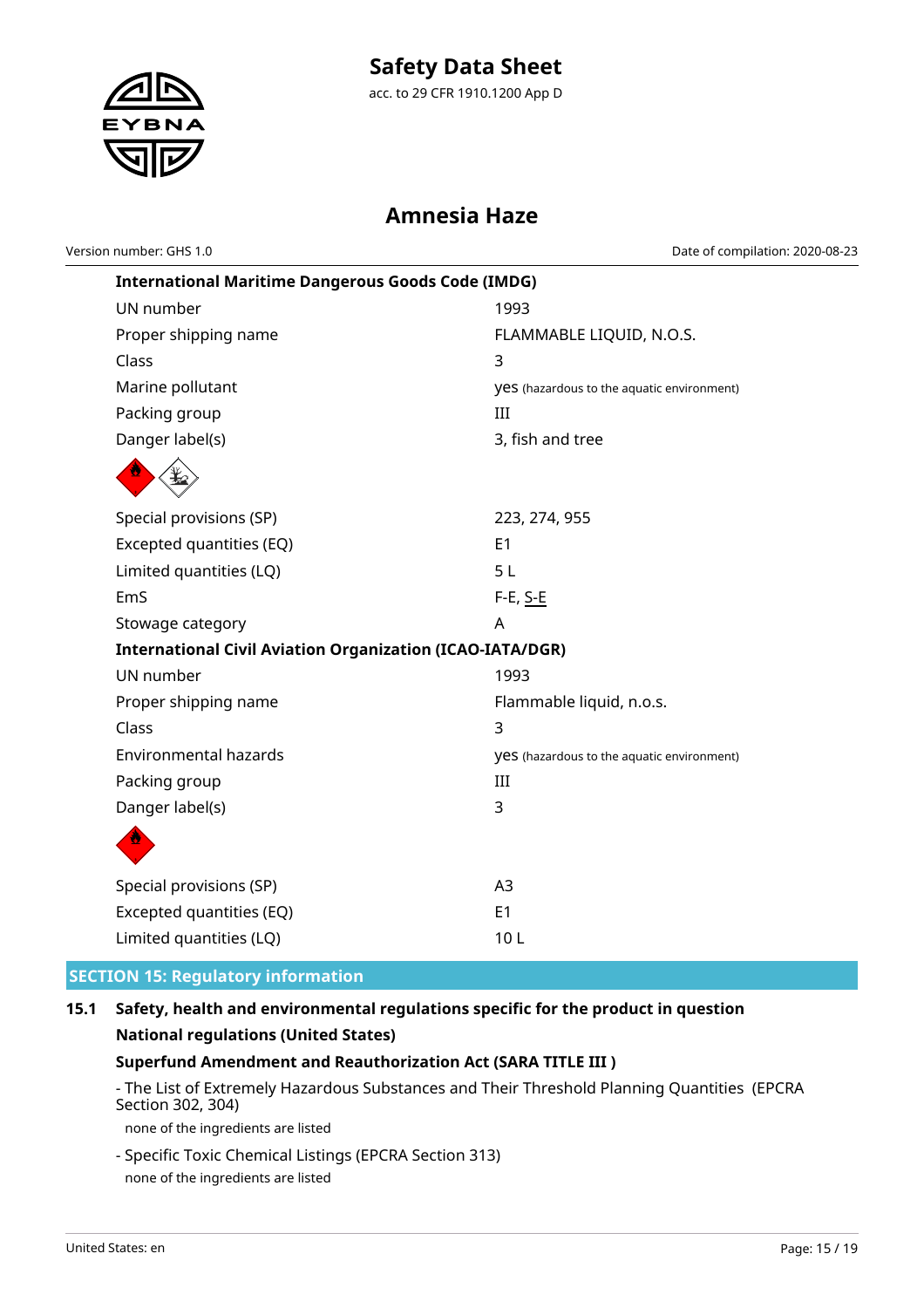| International Maritime Dangerous Goods Code (IMDG) | |
|---|---|
| UN number | 1993 |
| Proper shipping name | FLAMMABLE LIQUID, N.O.S. |
| Class | 3 |
| Marine pollutant | yes (hazardous to the aquatic environment) |
| Packing group | III |
| Danger label(s) | 3, fish and tree |
| Special provisions (SP) | 223, 274, 955 |
| Excepted quantities (EQ) | E1 |
| Limited quantities (LQ) | 5 L |
| EmS | F-E, S-E |
| Stowage category | A |

| International Civil Aviation Organization (ICAO-IATA/DGR) | |
|---|---|
| UN number | 1993 |
| Proper shipping name | Flammable liquid, n.o.s. |
| Class | 3 |
| Environmental hazards | yes (hazardous to the aquatic environment) |
| Packing group | III |
| Danger label(s) | 3 |
| Special provisions (SP) | A3 |
| Excepted quantities (EQ) | E1 |
| Limited quantities (LQ) | 10 L |

## SECTION 15: Regulatory information

### 15.1 Safety, health and environmental regulations specific for the product in question

**National regulations (United States)**

**Superfund Amendment and Reauthorization Act (SARA TITLE III )**

- The List of Extremely Hazardous Substances and Their Threshold Planning Quantities (EPCRA Section 302, 304)

  none of the ingredients are listed

- Specific Toxic Chemical Listings (EPCRA Section 313)

  none of the ingredients are listed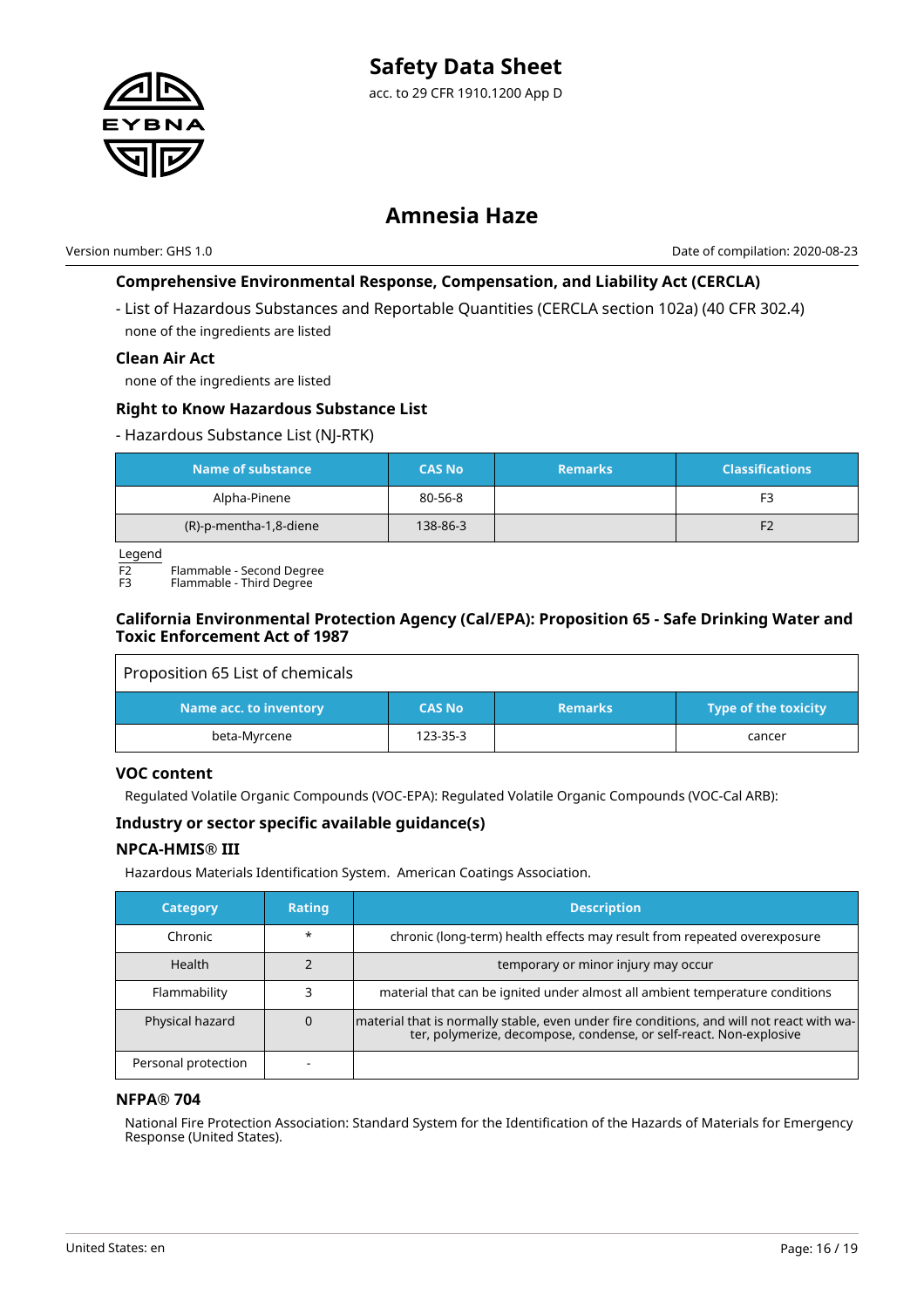### Comprehensive Environmental Response, Compensation, and Liability Act (CERCLA)

- List of Hazardous Substances and Reportable Quantities (CERCLA section 102a) (40 CFR 302.4)

none of the ingredients are listed

### Clean Air Act

none of the ingredients are listed

### Right to Know Hazardous Substance List

- Hazardous Substance List (NJ-RTK)

| Name of substance | CAS No | Remarks | Classifications |
|---|---|---|---|
| Alpha-Pinene | 80-56-8 | | F3 |
| (R)-p-mentha-1,8-diene | 138-86-3 | | F2 |

Legend
F2 Flammable - Second Degree
F3 Flammable - Third Degree

### California Environmental Protection Agency (Cal/EPA): Proposition 65 - Safe Drinking Water and Toxic Enforcement Act of 1987

| Proposition 65 List of chemicals | | | |
|---|---|---|---|
| **Name acc. to inventory** | **CAS No** | **Remarks** | **Type of the toxicity** |
| beta-Myrcene | 123-35-3 | | cancer |

### VOC content

Regulated Volatile Organic Compounds (VOC-EPA): Regulated Volatile Organic Compounds (VOC-Cal ARB):

### Industry or sector specific available guidance(s)

### NPCA-HMIS® III

Hazardous Materials Identification System. American Coatings Association.

| Category | Rating | Description |
|---|---|---|
| Chronic | * | chronic (long-term) health effects may result from repeated overexposure |
| Health | 2 | temporary or minor injury may occur |
| Flammability | 3 | material that can be ignited under almost all ambient temperature conditions |
| Physical hazard | 0 | material that is normally stable, even under fire conditions, and will not react with water, polymerize, decompose, condense, or self-react. Non-explosive |
| Personal protection | - | |

### NFPA® 704

National Fire Protection Association: Standard System for the Identification of the Hazards of Materials for Emergency Response (United States).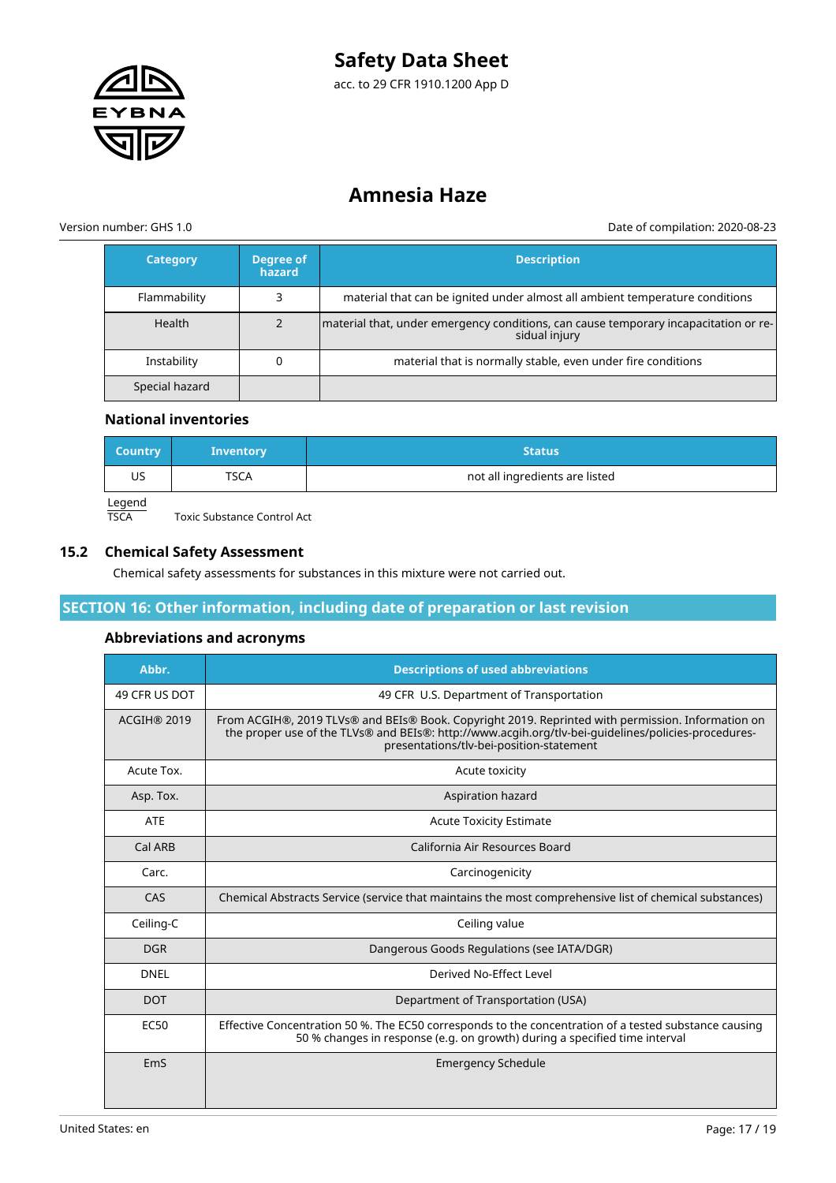| Category | Degree of hazard | Description |
| --- | --- | --- |
| Flammability | 3 | material that can be ignited under almost all ambient temperature conditions |
| Health | 2 | material that, under emergency conditions, can cause temporary incapacitation or residual injury |
| Instability | 0 | material that is normally stable, even under fire conditions |
| Special hazard | | |

### National inventories

| Country | Inventory | Status |
| --- | --- | --- |
| US | TSCA | not all ingredients are listed |

Legend

TSCA    Toxic Substance Control Act

## 15.2 Chemical Safety Assessment

Chemical safety assessments for substances in this mixture were not carried out.

## SECTION 16: Other information, including date of preparation or last revision

### Abbreviations and acronyms

| Abbr. | Descriptions of used abbreviations |
| --- | --- |
| 49 CFR US DOT | 49 CFR U.S. Department of Transportation |
| ACGIH® 2019 | From ACGIH®, 2019 TLVs® and BEIs® Book. Copyright 2019. Reprinted with permission. Information on the proper use of the TLVs® and BEIs®: http://www.acgih.org/tlv-bei-guidelines/policies-procedures-presentations/tlv-bei-position-statement |
| Acute Tox. | Acute toxicity |
| Asp. Tox. | Aspiration hazard |
| ATE | Acute Toxicity Estimate |
| Cal ARB | California Air Resources Board |
| Carc. | Carcinogenicity |
| CAS | Chemical Abstracts Service (service that maintains the most comprehensive list of chemical substances) |
| Ceiling-C | Ceiling value |
| DGR | Dangerous Goods Regulations (see IATA/DGR) |
| DNEL | Derived No-Effect Level |
| DOT | Department of Transportation (USA) |
| EC50 | Effective Concentration 50 %. The EC50 corresponds to the concentration of a tested substance causing 50 % changes in response (e.g. on growth) during a specified time interval |
| EmS | Emergency Schedule |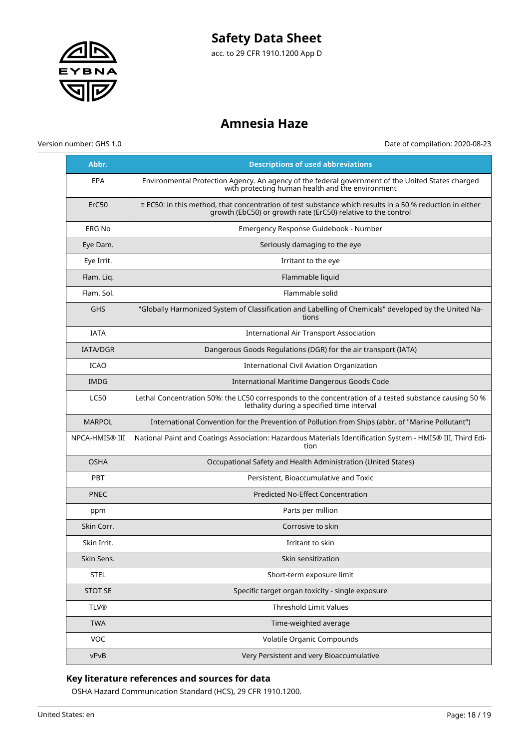| Abbr. | Descriptions of used abbreviations |
| --- | --- |
| EPA | Environmental Protection Agency. An agency of the federal government of the United States charged with protecting human health and the environment |
| ErC50 | ≡ EC50: in this method, that concentration of test substance which results in a 50 % reduction in either growth (EbC50) or growth rate (ErC50) relative to the control |
| ERG No | Emergency Response Guidebook - Number |
| Eye Dam. | Seriously damaging to the eye |
| Eye Irrit. | Irritant to the eye |
| Flam. Liq. | Flammable liquid |
| Flam. Sol. | Flammable solid |
| GHS | "Globally Harmonized System of Classification and Labelling of Chemicals" developed by the United Nations |
| IATA | International Air Transport Association |
| IATA/DGR | Dangerous Goods Regulations (DGR) for the air transport (IATA) |
| ICAO | International Civil Aviation Organization |
| IMDG | International Maritime Dangerous Goods Code |
| LC50 | Lethal Concentration 50%: the LC50 corresponds to the concentration of a tested substance causing 50 % lethality during a specified time interval |
| MARPOL | International Convention for the Prevention of Pollution from Ships (abbr. of "Marine Pollutant") |
| NPCA-HMIS® III | National Paint and Coatings Association: Hazardous Materials Identification System - HMIS® III, Third Edition |
| OSHA | Occupational Safety and Health Administration (United States) |
| PBT | Persistent, Bioaccumulative and Toxic |
| PNEC | Predicted No-Effect Concentration |
| ppm | Parts per million |
| Skin Corr. | Corrosive to skin |
| Skin Irrit. | Irritant to skin |
| Skin Sens. | Skin sensitization |
| STEL | Short-term exposure limit |
| STOT SE | Specific target organ toxicity - single exposure |
| TLV® | Threshold Limit Values |
| TWA | Time-weighted average |
| VOC | Volatile Organic Compounds |
| vPvB | Very Persistent and very Bioaccumulative |

## Key literature references and sources for data

OSHA Hazard Communication Standard (HCS), 29 CFR 1910.1200.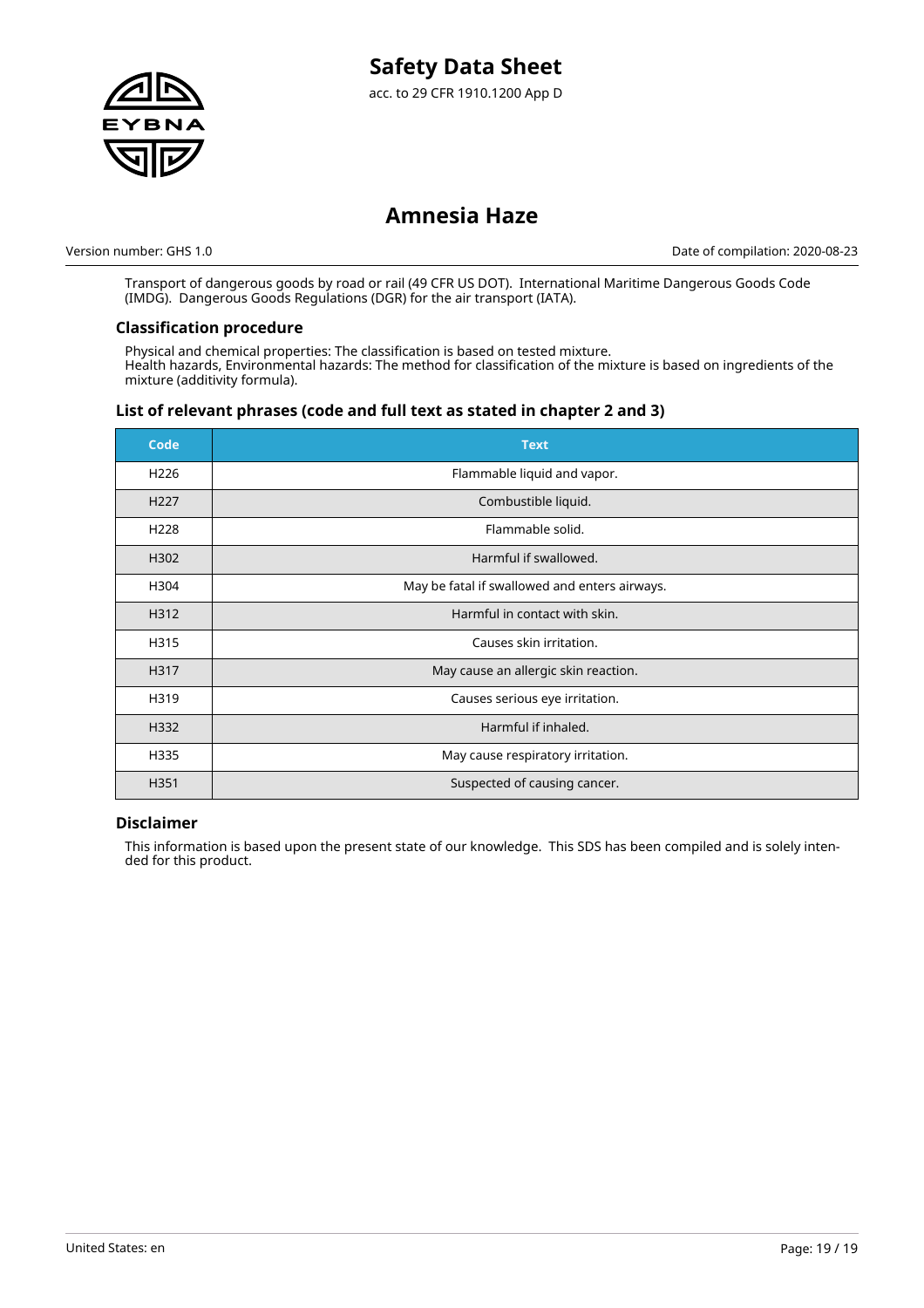Transport of dangerous goods by road or rail (49 CFR US DOT). International Maritime Dangerous Goods Code (IMDG). Dangerous Goods Regulations (DGR) for the air transport (IATA).

### Classification procedure

Physical and chemical properties: The classification is based on tested mixture.
Health hazards, Environmental hazards: The method for classification of the mixture is based on ingredients of the mixture (additivity formula).

### List of relevant phrases (code and full text as stated in chapter 2 and 3)

| Code | Text |
|---|---|
| H226 | Flammable liquid and vapor. |
| H227 | Combustible liquid. |
| H228 | Flammable solid. |
| H302 | Harmful if swallowed. |
| H304 | May be fatal if swallowed and enters airways. |
| H312 | Harmful in contact with skin. |
| H315 | Causes skin irritation. |
| H317 | May cause an allergic skin reaction. |
| H319 | Causes serious eye irritation. |
| H332 | Harmful if inhaled. |
| H335 | May cause respiratory irritation. |
| H351 | Suspected of causing cancer. |

### Disclaimer

This information is based upon the present state of our knowledge. This SDS has been compiled and is solely intended for this product.